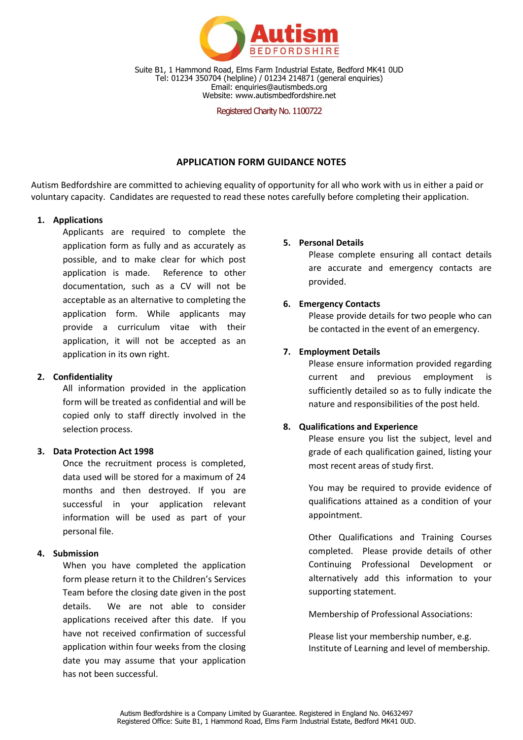Autism BEDFORDSHIRE

Suite B1, 1 Hammond Road, Elms Farm Industrial Estate, Bedford MK41 0UD
Tel: 01234 350704 (helpline) / 01234 214871 (general enquiries)
Email: enquiries@autismbeds.org
Website: www.autismbedfordshire.net

Registered Charity No. 1100722

# APPLICATION FORM GUIDANCE NOTES

Autism Bedfordshire are committed to achieving equality of opportunity for all who work with us in either a paid or voluntary capacity. Candidates are requested to read these notes carefully before completing their application.

1. **Applications**

   Applicants are required to complete the application form as fully and as accurately as possible, and to make clear for which post application is made. Reference to other documentation, such as a CV will not be acceptable as an alternative to completing the application form. While applicants may provide a curriculum vitae with their application, it will not be accepted as an application in its own right.

2. **Confidentiality**

   All information provided in the application form will be treated as confidential and will be copied only to staff directly involved in the selection process.

3. **Data Protection Act 1998**

   Once the recruitment process is completed, data used will be stored for a maximum of 24 months and then destroyed. If you are successful in your application relevant information will be used as part of your personal file.

4. **Submission**

   When you have completed the application form please return it to the Children's Services Team before the closing date given in the post details. We are not able to consider applications received after this date. If you have not received confirmation of successful application within four weeks from the closing date you may assume that your application has not been successful.

5. **Personal Details**

   Please complete ensuring all contact details are accurate and emergency contacts are provided.

6. **Emergency Contacts**

   Please provide details for two people who can be contacted in the event of an emergency.

7. **Employment Details**

   Please ensure information provided regarding current and previous employment is sufficiently detailed so as to fully indicate the nature and responsibilities of the post held.

8. **Qualifications and Experience**

   Please ensure you list the subject, level and grade of each qualification gained, listing your most recent areas of study first.

   You may be required to provide evidence of qualifications attained as a condition of your appointment.

   Other Qualifications and Training Courses completed. Please provide details of other Continuing Professional Development or alternatively add this information to your supporting statement.

   Membership of Professional Associations:

   Please list your membership number, e.g. Institute of Learning and level of membership.

Autism Bedfordshire is a Company Limited by Guarantee. Registered in England No. 04632497
Registered Office: Suite B1, 1 Hammond Road, Elms Farm Industrial Estate, Bedford MK41 0UD.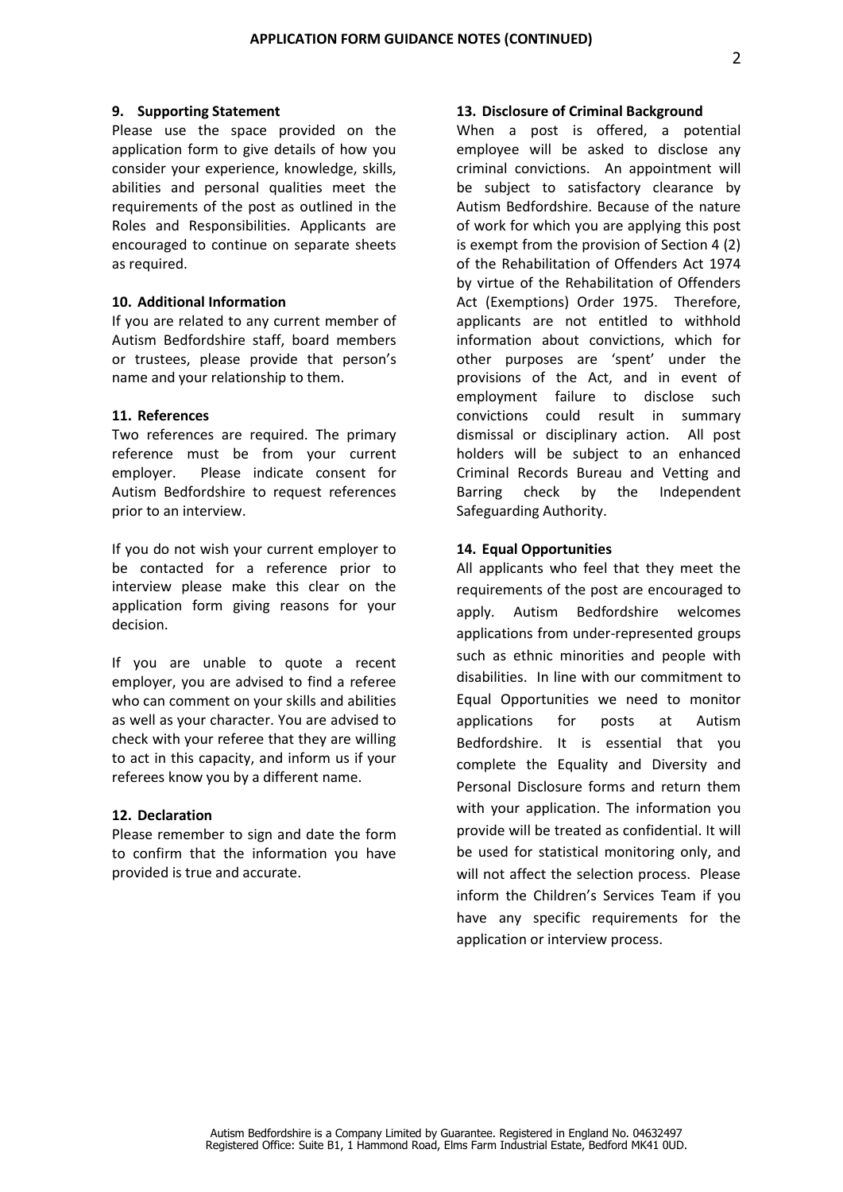## APPLICATION FORM GUIDANCE NOTES (CONTINUED)

### 9. Supporting Statement

Please use the space provided on the application form to give details of how you consider your experience, knowledge, skills, abilities and personal qualities meet the requirements of the post as outlined in the Roles and Responsibilities. Applicants are encouraged to continue on separate sheets as required.

### 10. Additional Information

If you are related to any current member of Autism Bedfordshire staff, board members or trustees, please provide that person's name and your relationship to them.

### 11. References

Two references are required. The primary reference must be from your current employer. Please indicate consent for Autism Bedfordshire to request references prior to an interview.

If you do not wish your current employer to be contacted for a reference prior to interview please make this clear on the application form giving reasons for your decision.

If you are unable to quote a recent employer, you are advised to find a referee who can comment on your skills and abilities as well as your character. You are advised to check with your referee that they are willing to act in this capacity, and inform us if your referees know you by a different name.

### 12. Declaration

Please remember to sign and date the form to confirm that the information you have provided is true and accurate.

### 13. Disclosure of Criminal Background

When a post is offered, a potential employee will be asked to disclose any criminal convictions. An appointment will be subject to satisfactory clearance by Autism Bedfordshire. Because of the nature of work for which you are applying this post is exempt from the provision of Section 4 (2) of the Rehabilitation of Offenders Act 1974 by virtue of the Rehabilitation of Offenders Act (Exemptions) Order 1975. Therefore, applicants are not entitled to withhold information about convictions, which for other purposes are 'spent' under the provisions of the Act, and in event of employment failure to disclose such convictions could result in summary dismissal or disciplinary action. All post holders will be subject to an enhanced Criminal Records Bureau and Vetting and Barring check by the Independent Safeguarding Authority.

### 14. Equal Opportunities

All applicants who feel that they meet the requirements of the post are encouraged to apply. Autism Bedfordshire welcomes applications from under-represented groups such as ethnic minorities and people with disabilities. In line with our commitment to Equal Opportunities we need to monitor applications for posts at Autism Bedfordshire. It is essential that you complete the Equality and Diversity and Personal Disclosure forms and return them with your application. The information you provide will be treated as confidential. It will be used for statistical monitoring only, and will not affect the selection process. Please inform the Children's Services Team if you have any specific requirements for the application or interview process.

Autism Bedfordshire is a Company Limited by Guarantee. Registered in England No. 04632497
Registered Office: Suite B1, 1 Hammond Road, Elms Farm Industrial Estate, Bedford MK41 0UD.